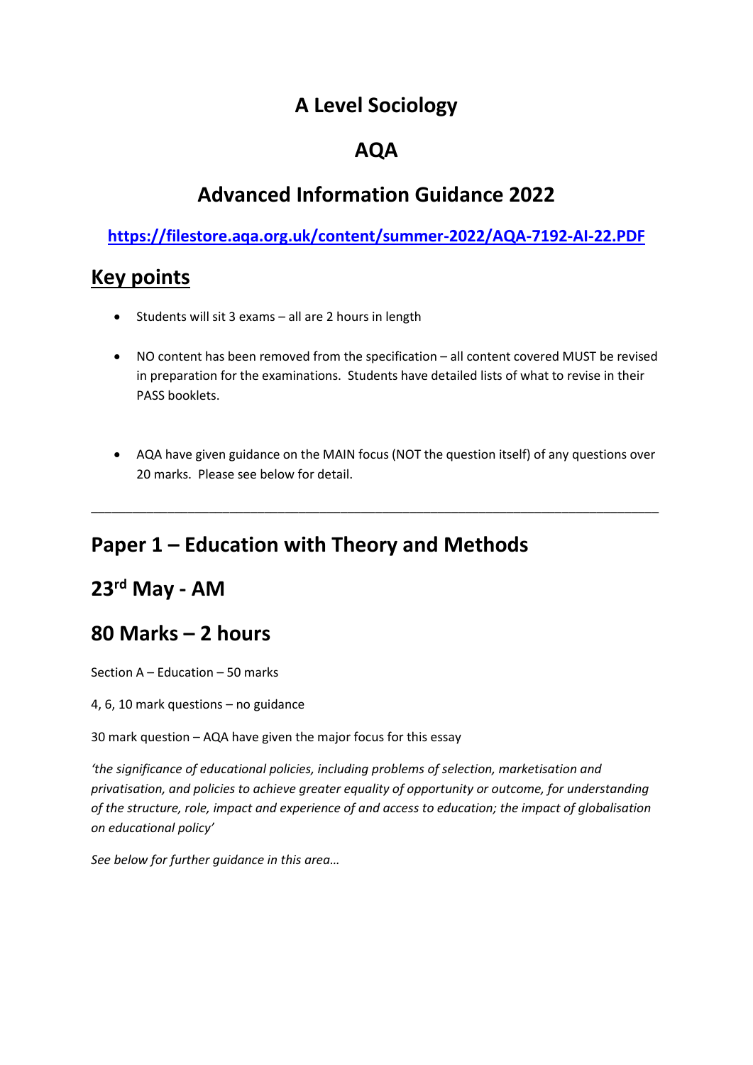# A Level Sociology

# AQA

# Advanced Information Guidance 2022

**https://filestore.aqa.org.uk/content/summer-2022/AQA-7192-AI-22.PDF**

## Key points

- Students will sit 3 exams – all are 2 hours in length
- NO content has been removed from the specification – all content covered MUST be revised in preparation for the examinations. Students have detailed lists of what to revise in their PASS booklets.
- AQA have given guidance on the MAIN focus (NOT the question itself) of any questions over 20 marks. Please see below for detail.

---

## Paper 1 – Education with Theory and Methods

## 23rd May - AM

## 80 Marks – 2 hours

Section A – Education – 50 marks

4, 6, 10 mark questions – no guidance

30 mark question – AQA have given the major focus for this essay

*'the significance of educational policies, including problems of selection, marketisation and privatisation, and policies to achieve greater equality of opportunity or outcome, for understanding of the structure, role, impact and experience of and access to education; the impact of globalisation on educational policy'*

*See below for further guidance in this area…*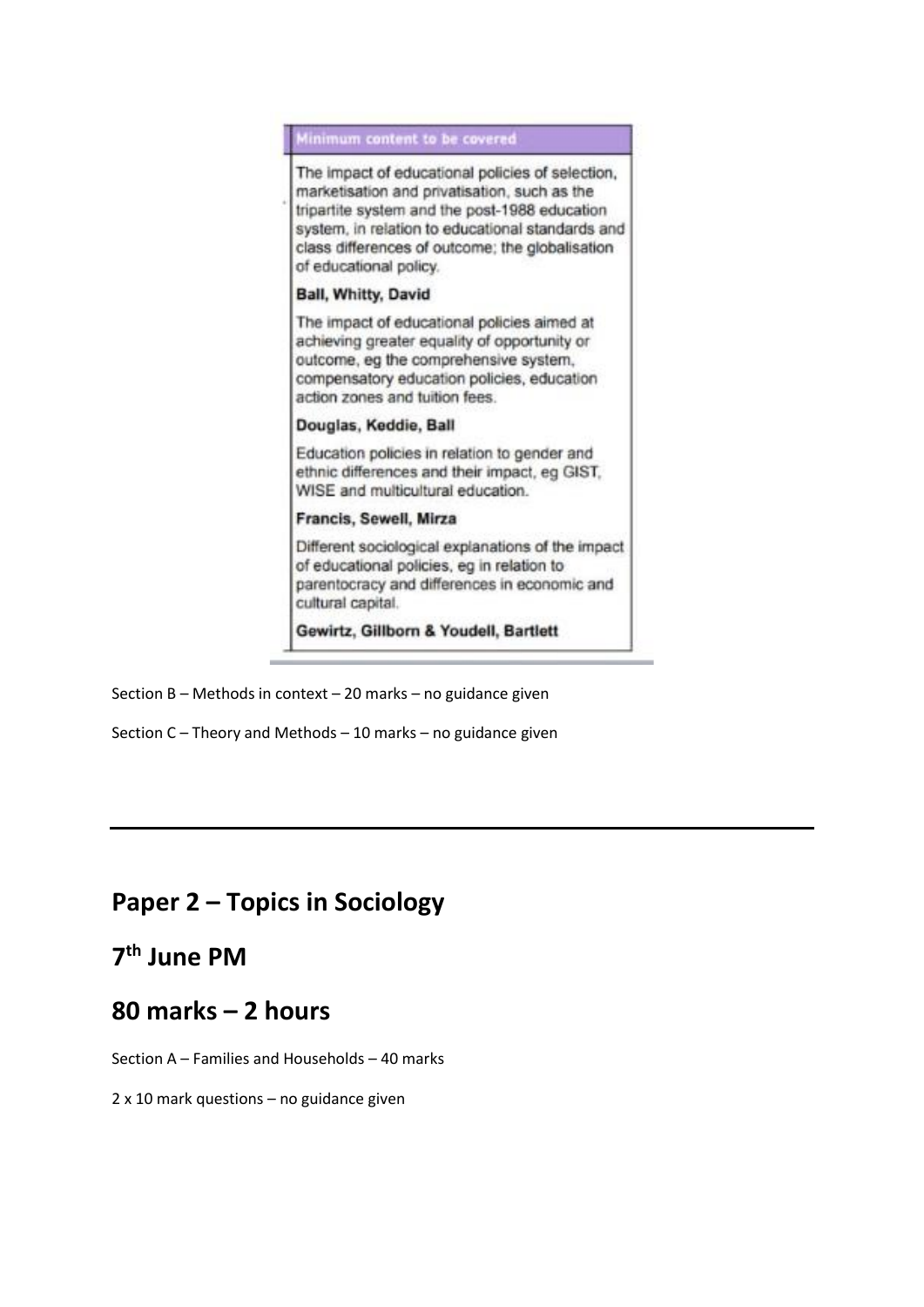| Minimum content to be covered |
| --- |
| The impact of educational policies of selection, marketisation and privatisation, such as the tripartite system and the post-1988 education system, in relation to educational standards and class differences of outcome; the globalisation of educational policy. |
| **Ball, Whitty, David** |
| The impact of educational policies aimed at achieving greater equality of opportunity or outcome, eg the comprehensive system, compensatory education policies, education action zones and tuition fees. |
| **Douglas, Keddie, Ball** |
| Education policies in relation to gender and ethnic differences and their impact, eg GIST, WISE and multicultural education. |
| **Francis, Sewell, Mirza** |
| Different sociological explanations of the impact of educational policies, eg in relation to parentocracy and differences in economic and cultural capital. |
| **Gewirtz, Gillborn & Youdell, Bartlett** |

Section B – Methods in context – 20 marks – no guidance given

Section C – Theory and Methods – 10 marks – no guidance given

---

## Paper 2 – Topics in Sociology

## 7th June PM

## 80 marks – 2 hours

Section A – Families and Households – 40 marks

2 x 10 mark questions – no guidance given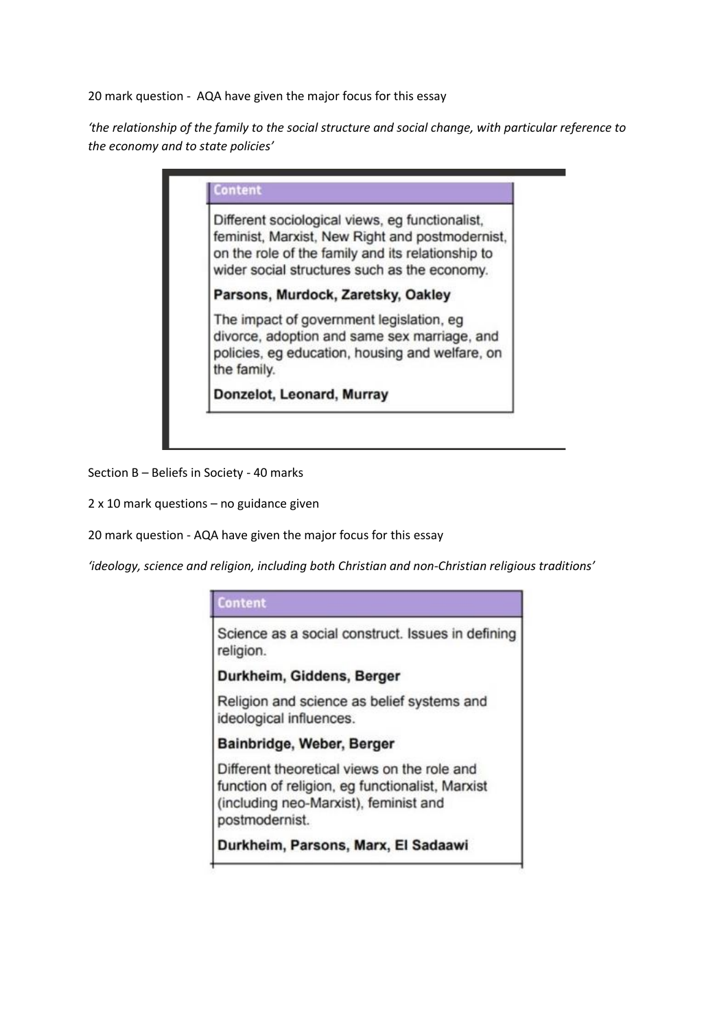20 mark question - AQA have given the major focus for this essay

*'the relationship of the family to the social structure and social change, with particular reference to the economy and to state policies'*

| Content |
| --- |
| Different sociological views, eg functionalist, feminist, Marxist, New Right and postmodernist, on the role of the family and its relationship to wider social structures such as the economy. |
| **Parsons, Murdock, Zaretsky, Oakley** |
| The impact of government legislation, eg divorce, adoption and same sex marriage, and policies, eg education, housing and welfare, on the family. |
| **Donzelot, Leonard, Murray** |

Section B – Beliefs in Society - 40 marks

2 x 10 mark questions – no guidance given

20 mark question - AQA have given the major focus for this essay

*'ideology, science and religion, including both Christian and non-Christian religious traditions'*

| Content |
| --- |
| Science as a social construct. Issues in defining religion. |
| **Durkheim, Giddens, Berger** |
| Religion and science as belief systems and ideological influences. |
| **Bainbridge, Weber, Berger** |
| Different theoretical views on the role and function of religion, eg functionalist, Marxist (including neo-Marxist), feminist and postmodernist. |
| **Durkheim, Parsons, Marx, El Sadaawi** |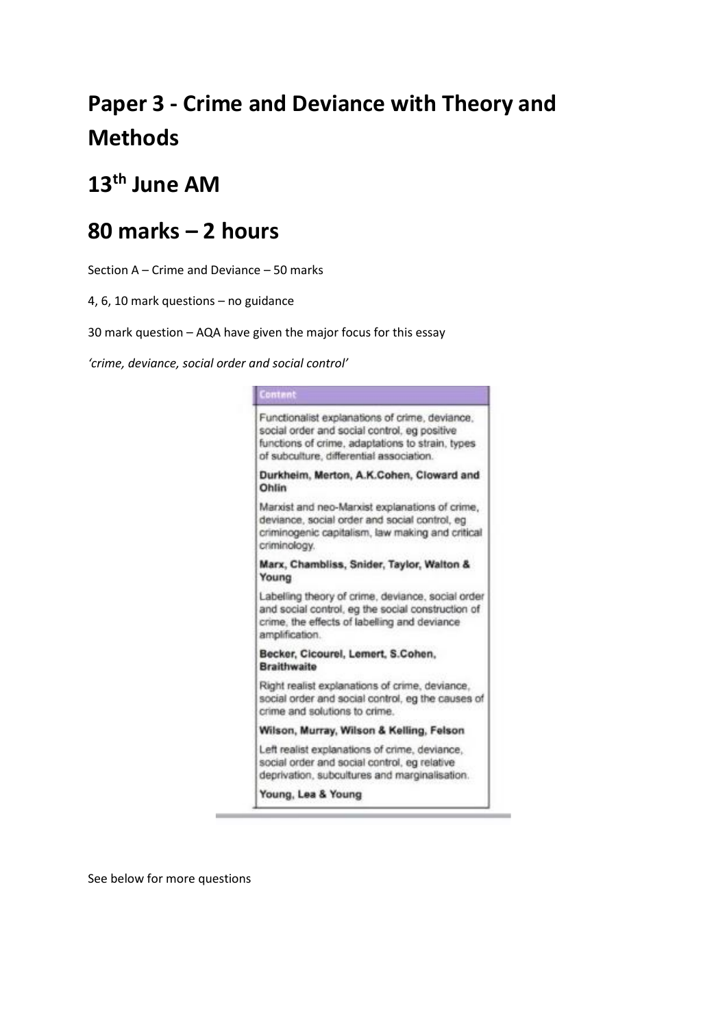# Paper 3 - Crime and Deviance with Theory and Methods

## 13th June AM

## 80 marks – 2 hours

Section A – Crime and Deviance – 50 marks

4, 6, 10 mark questions – no guidance

30 mark question – AQA have given the major focus for this essay

*'crime, deviance, social order and social control'*

| Content |
|---|
| Functionalist explanations of crime, deviance, social order and social control, eg positive functions of crime, adaptations to strain, types of subculture, differential association. |
| **Durkheim, Merton, A.K.Cohen, Cloward and Ohlin** |
| Marxist and neo-Marxist explanations of crime, deviance, social order and social control, eg criminogenic capitalism, law making and critical criminology. |
| **Marx, Chambliss, Snider, Taylor, Walton & Young** |
| Labelling theory of crime, deviance, social order and social control, eg the social construction of crime, the effects of labelling and deviance amplification. |
| **Becker, Cicourel, Lemert, S.Cohen, Braithwaite** |
| Right realist explanations of crime, deviance, social order and social control, eg the causes of crime and solutions to crime. |
| **Wilson, Murray, Wilson & Kelling, Felson** |
| Left realist explanations of crime, deviance, social order and social control, eg relative deprivation, subcultures and marginalisation. |
| **Young, Lea & Young** |

See below for more questions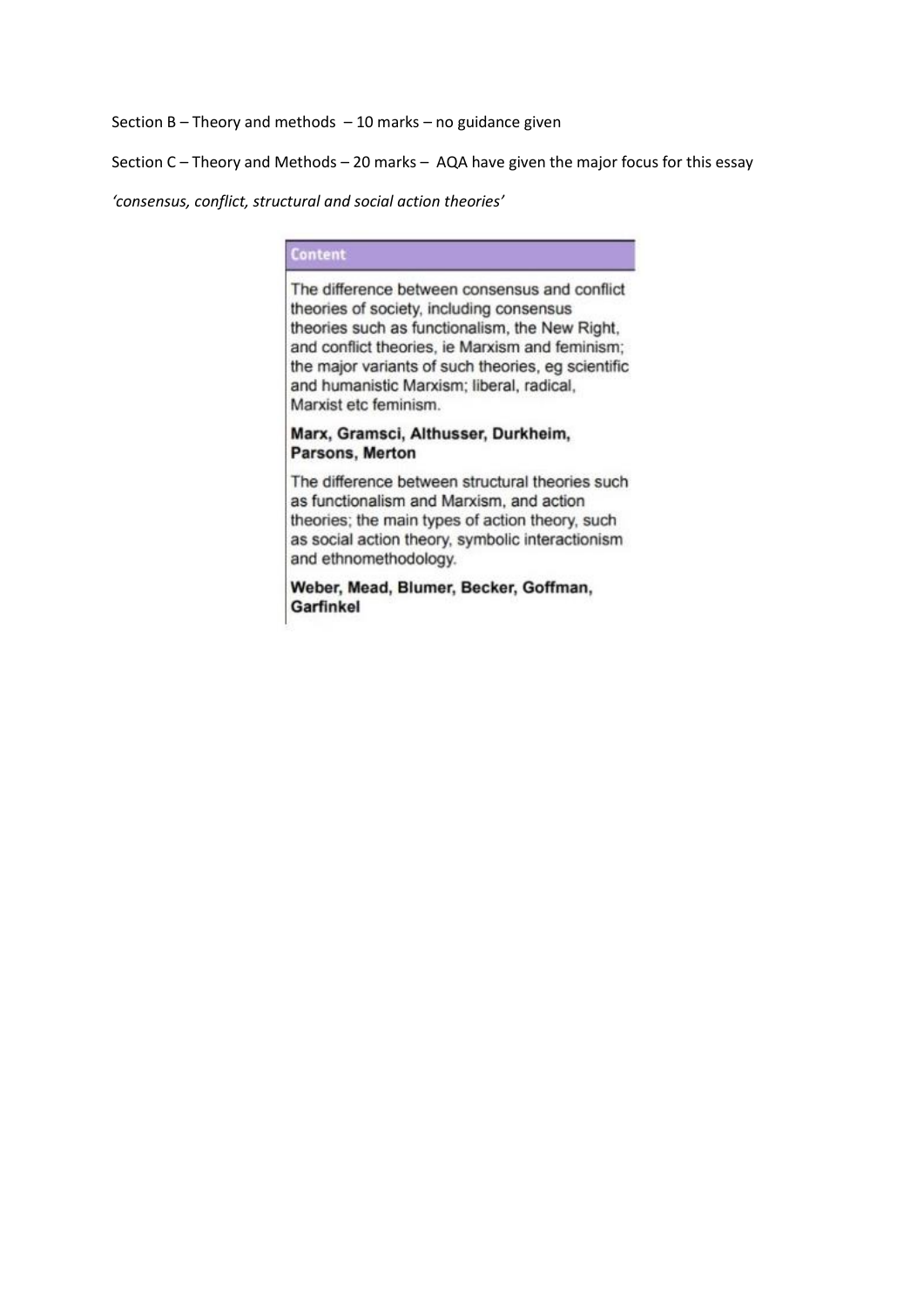Section B – Theory and methods – 10 marks – no guidance given

Section C – Theory and Methods – 20 marks – AQA have given the major focus for this essay

*'consensus, conflict, structural and social action theories'*

**Content**

The difference between consensus and conflict theories of society, including consensus theories such as functionalism, the New Right, and conflict theories, ie Marxism and feminism; the major variants of such theories, eg scientific and humanistic Marxism; liberal, radical, Marxist etc feminism.

**Marx, Gramsci, Althusser, Durkheim, Parsons, Merton**

The difference between structural theories such as functionalism and Marxism, and action theories; the main types of action theory, such as social action theory, symbolic interactionism and ethnomethodology.

**Weber, Mead, Blumer, Becker, Goffman, Garfinkel**